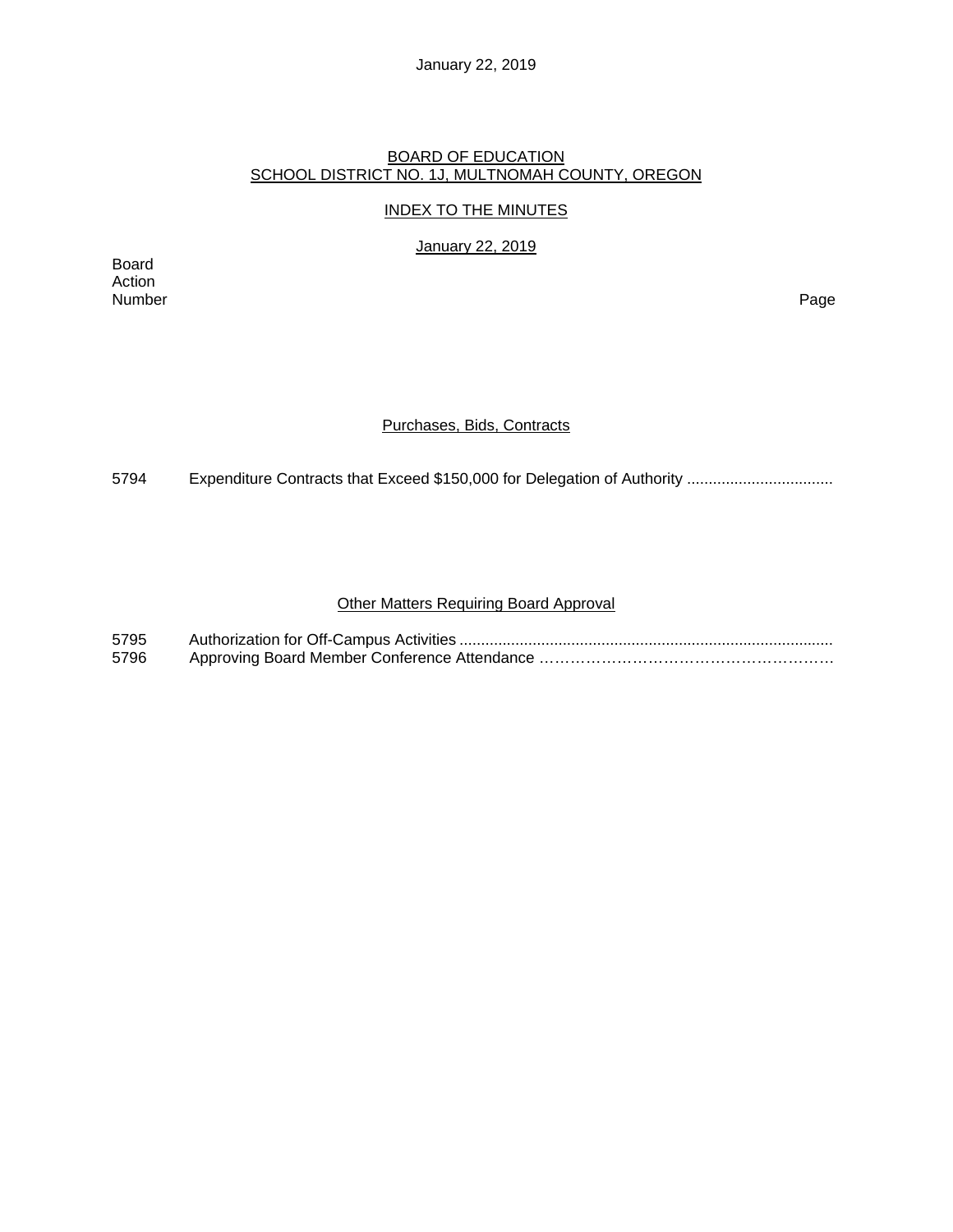January 22, 2019

# BOARD OF EDUCATION
# SCHOOL DISTRICT NO. 1J, MULTNOMAH COUNTY, OREGON

## INDEX TO THE MINUTES

January 22, 2019

Board Action Number | Page

### Purchases, Bids, Contracts

5794 Expenditure Contracts that Exceed $150,000 for Delegation of Authority ..................................

### Other Matters Requiring Board Approval

5795 Authorization for Off-Campus Activities .......................................................................................

5796 Approving Board Member Conference Attendance …………………………………………………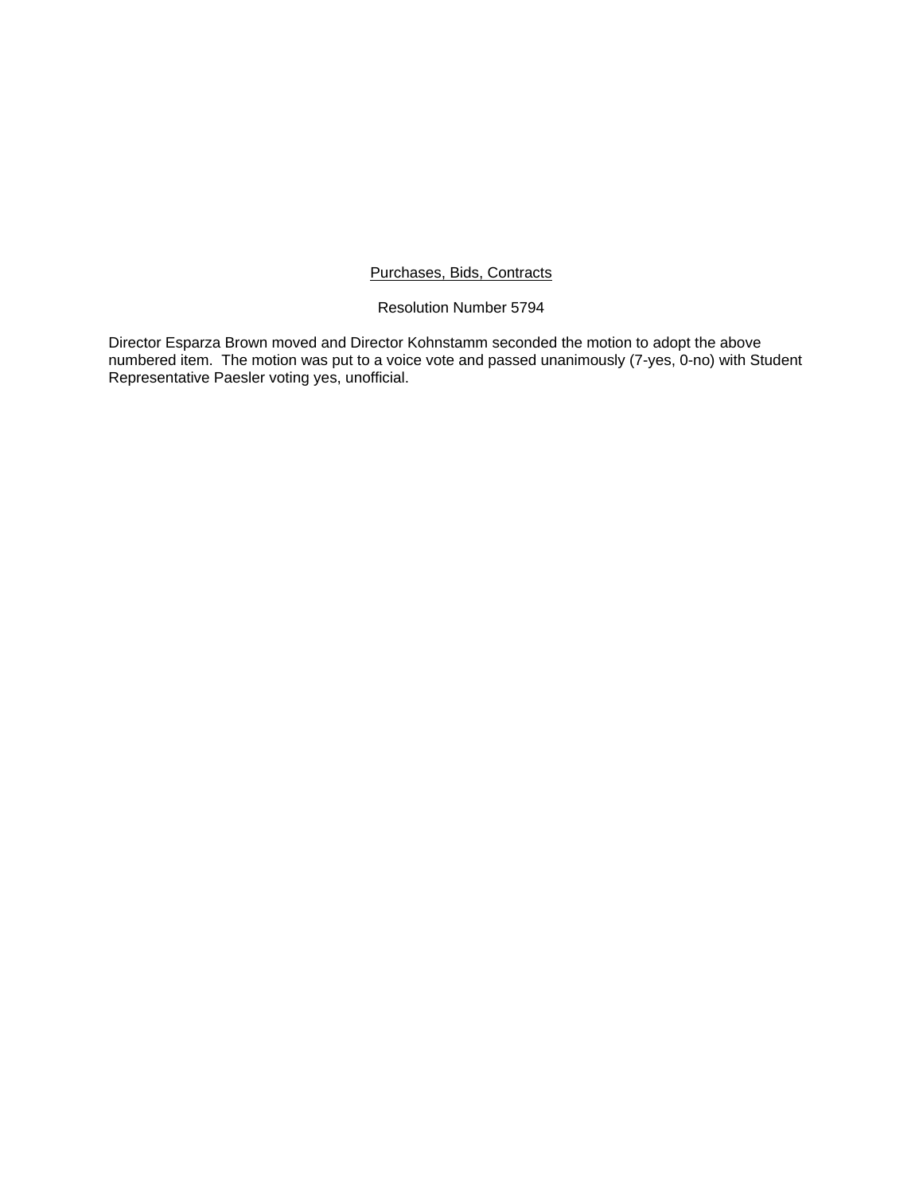<u>Purchases, Bids, Contracts</u>

Resolution Number 5794

Director Esparza Brown moved and Director Kohnstamm seconded the motion to adopt the above numbered item. The motion was put to a voice vote and passed unanimously (7-yes, 0-no) with Student Representative Paesler voting yes, unofficial.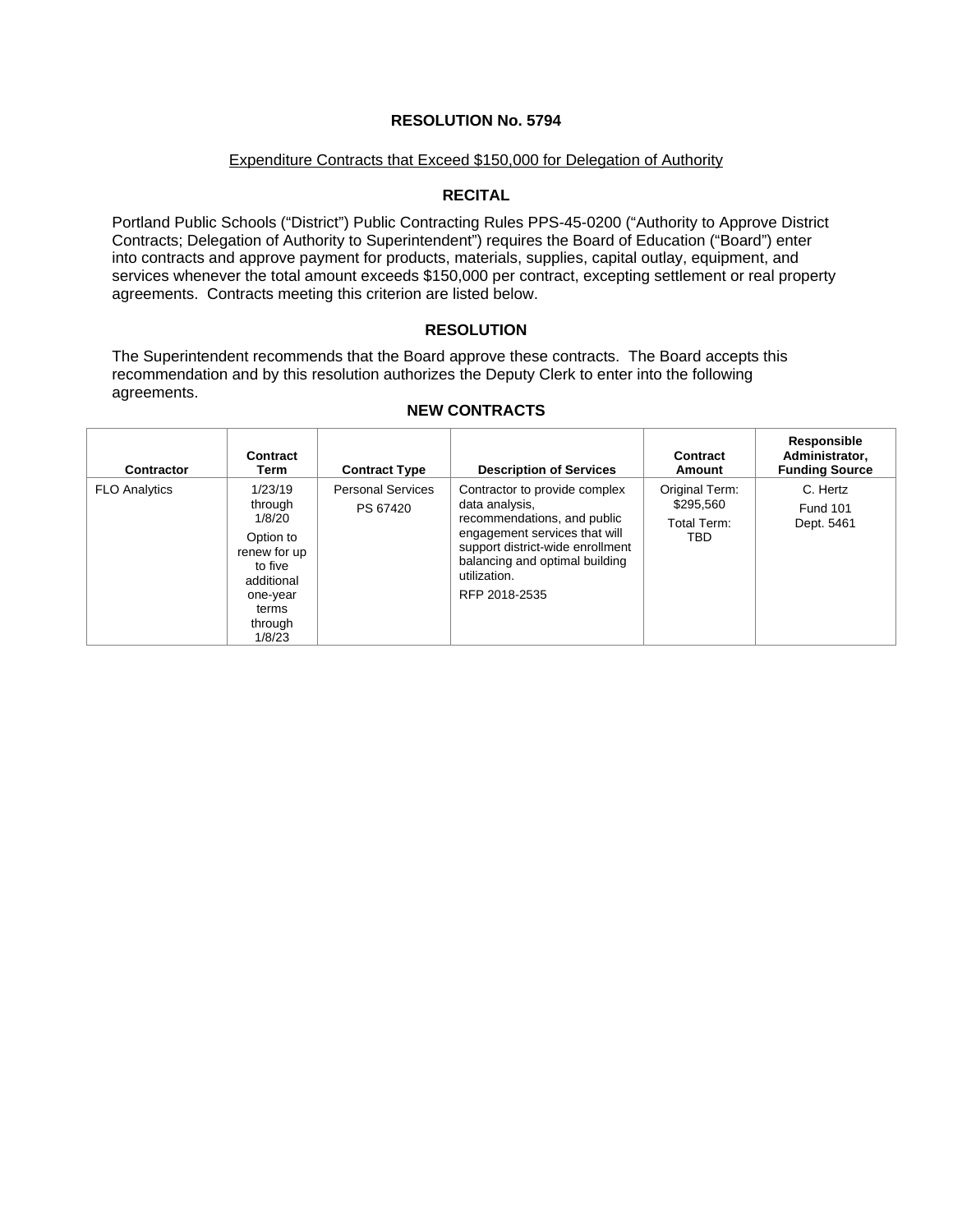# RESOLUTION No. 5794

Expenditure Contracts that Exceed $150,000 for Delegation of Authority

## RECITAL

Portland Public Schools ("District") Public Contracting Rules PPS-45-0200 ("Authority to Approve District Contracts; Delegation of Authority to Superintendent") requires the Board of Education ("Board") enter into contracts and approve payment for products, materials, supplies, capital outlay, equipment, and services whenever the total amount exceeds $150,000 per contract, excepting settlement or real property agreements. Contracts meeting this criterion are listed below.

## RESOLUTION

The Superintendent recommends that the Board approve these contracts. The Board accepts this recommendation and by this resolution authorizes the Deputy Clerk to enter into the following agreements.

### NEW CONTRACTS

| Contractor | Contract Term | Contract Type | Description of Services | Contract Amount | Responsible Administrator, Funding Source |
|---|---|---|---|---|---|
| FLO Analytics | 1/23/19 through 1/8/20<br>Option to renew for up to five additional one-year terms through 1/8/23 | Personal Services<br>PS 67420 | Contractor to provide complex data analysis, recommendations, and public engagement services that will support district-wide enrollment balancing and optimal building utilization.<br>RFP 2018-2535 | Original Term: $295,560<br>Total Term: TBD | C. Hertz<br>Fund 101<br>Dept. 5461 |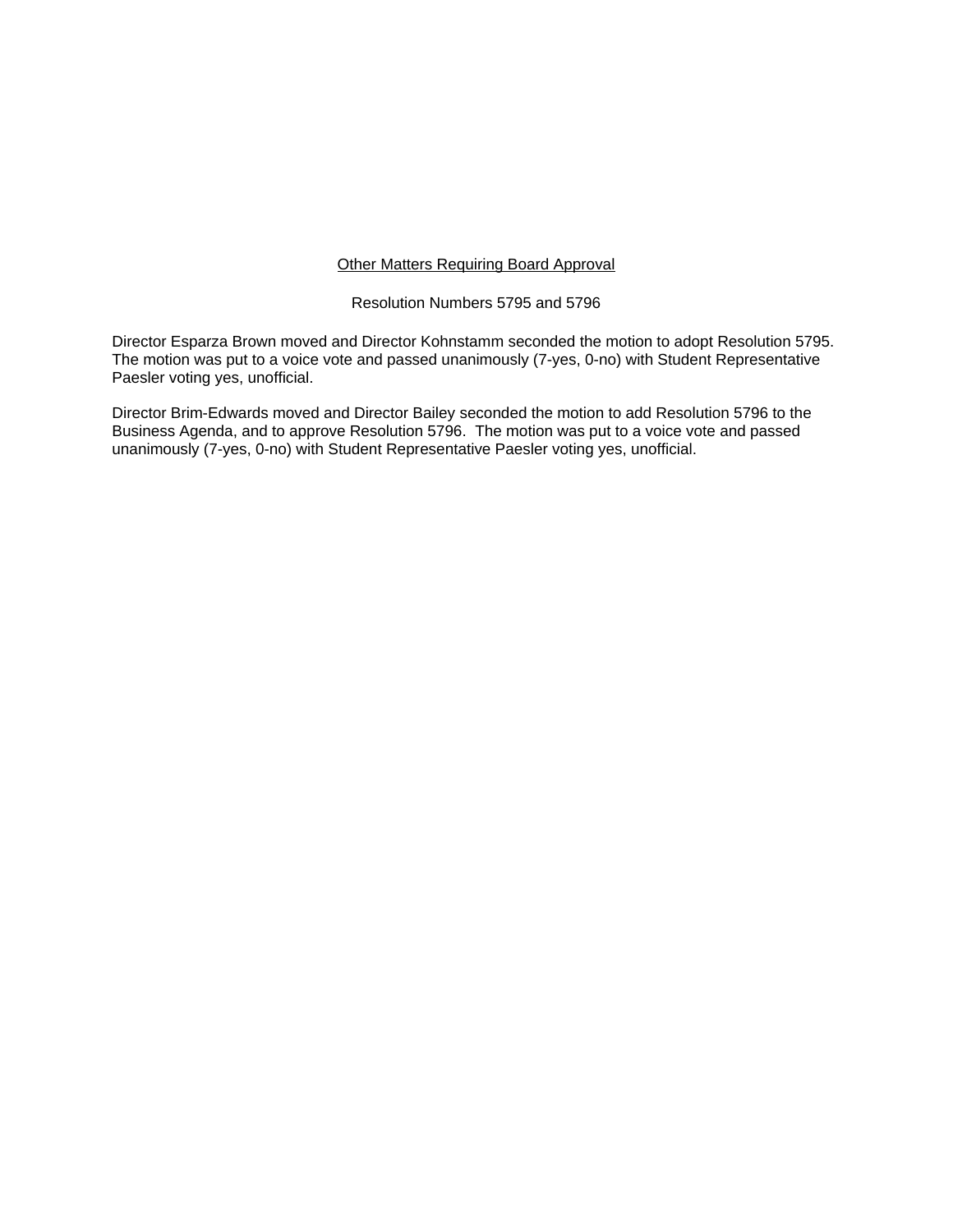## Other Matters Requiring Board Approval

Resolution Numbers 5795 and 5796

Director Esparza Brown moved and Director Kohnstamm seconded the motion to adopt Resolution 5795. The motion was put to a voice vote and passed unanimously (7-yes, 0-no) with Student Representative Paesler voting yes, unofficial.

Director Brim-Edwards moved and Director Bailey seconded the motion to add Resolution 5796 to the Business Agenda, and to approve Resolution 5796. The motion was put to a voice vote and passed unanimously (7-yes, 0-no) with Student Representative Paesler voting yes, unofficial.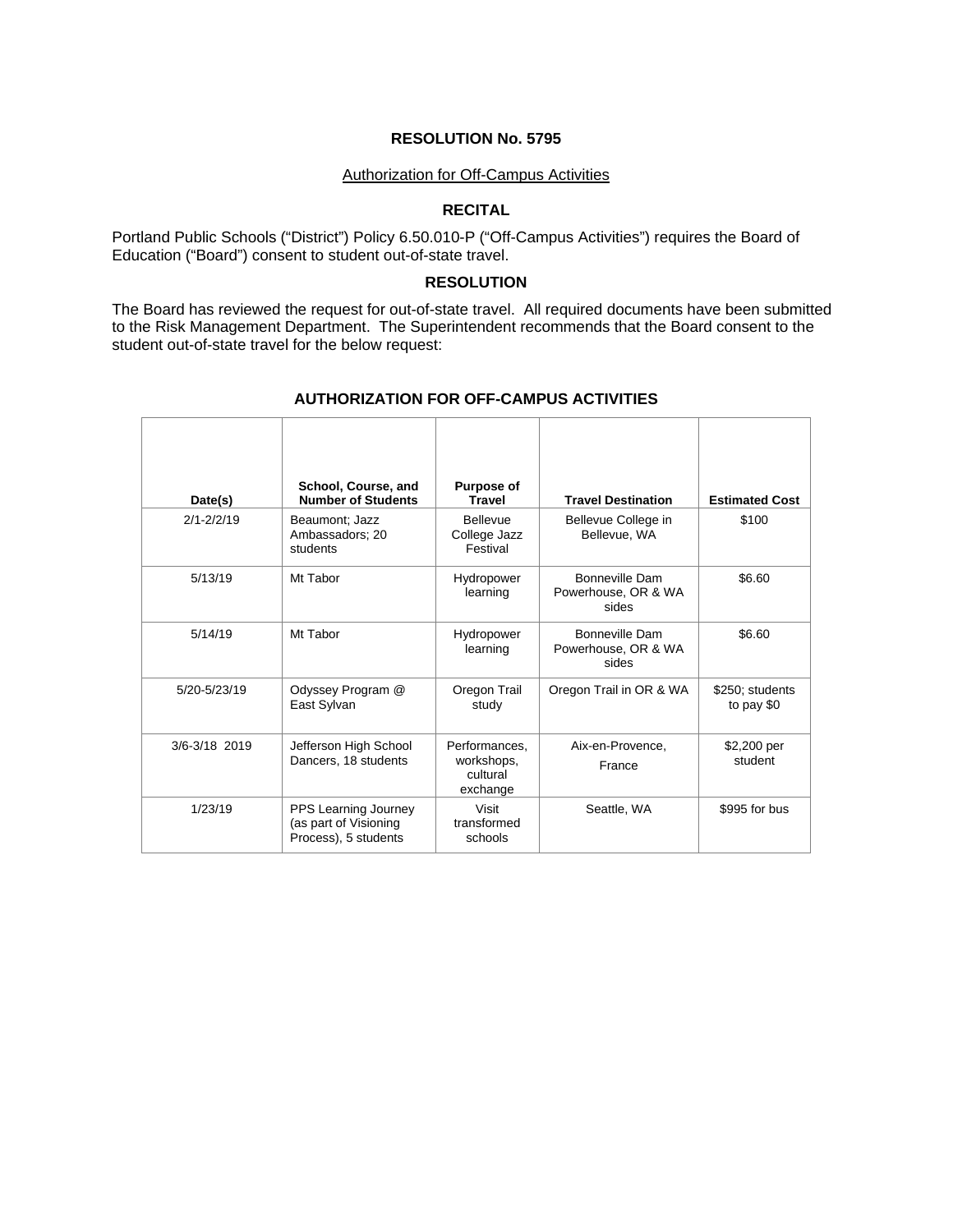### RESOLUTION No. 5795

Authorization for Off-Campus Activities

### RECITAL

Portland Public Schools ("District") Policy 6.50.010-P ("Off-Campus Activities") requires the Board of Education ("Board") consent to student out-of-state travel.

### RESOLUTION

The Board has reviewed the request for out-of-state travel. All required documents have been submitted to the Risk Management Department. The Superintendent recommends that the Board consent to the student out-of-state travel for the below request:

### AUTHORIZATION FOR OFF-CAMPUS ACTIVITIES

| Date(s) | School, Course, and Number of Students | Purpose of Travel | Travel Destination | Estimated Cost |
|---|---|---|---|---|
| 2/1-2/2/19 | Beaumont; Jazz Ambassadors; 20 students | Bellevue College Jazz Festival | Bellevue College in Bellevue, WA | $100 |
| 5/13/19 | Mt Tabor | Hydropower learning | Bonneville Dam Powerhouse, OR & WA sides | $6.60 |
| 5/14/19 | Mt Tabor | Hydropower learning | Bonneville Dam Powerhouse, OR & WA sides | $6.60 |
| 5/20-5/23/19 | Odyssey Program @ East Sylvan | Oregon Trail study | Oregon Trail in OR & WA | $250; students to pay $0 |
| 3/6-3/18 2019 | Jefferson High School Dancers, 18 students | Performances, workshops, cultural exchange | Aix-en-Provence, France | $2,200 per student |
| 1/23/19 | PPS Learning Journey (as part of Visioning Process), 5 students | Visit transformed schools | Seattle, WA | $995 for bus |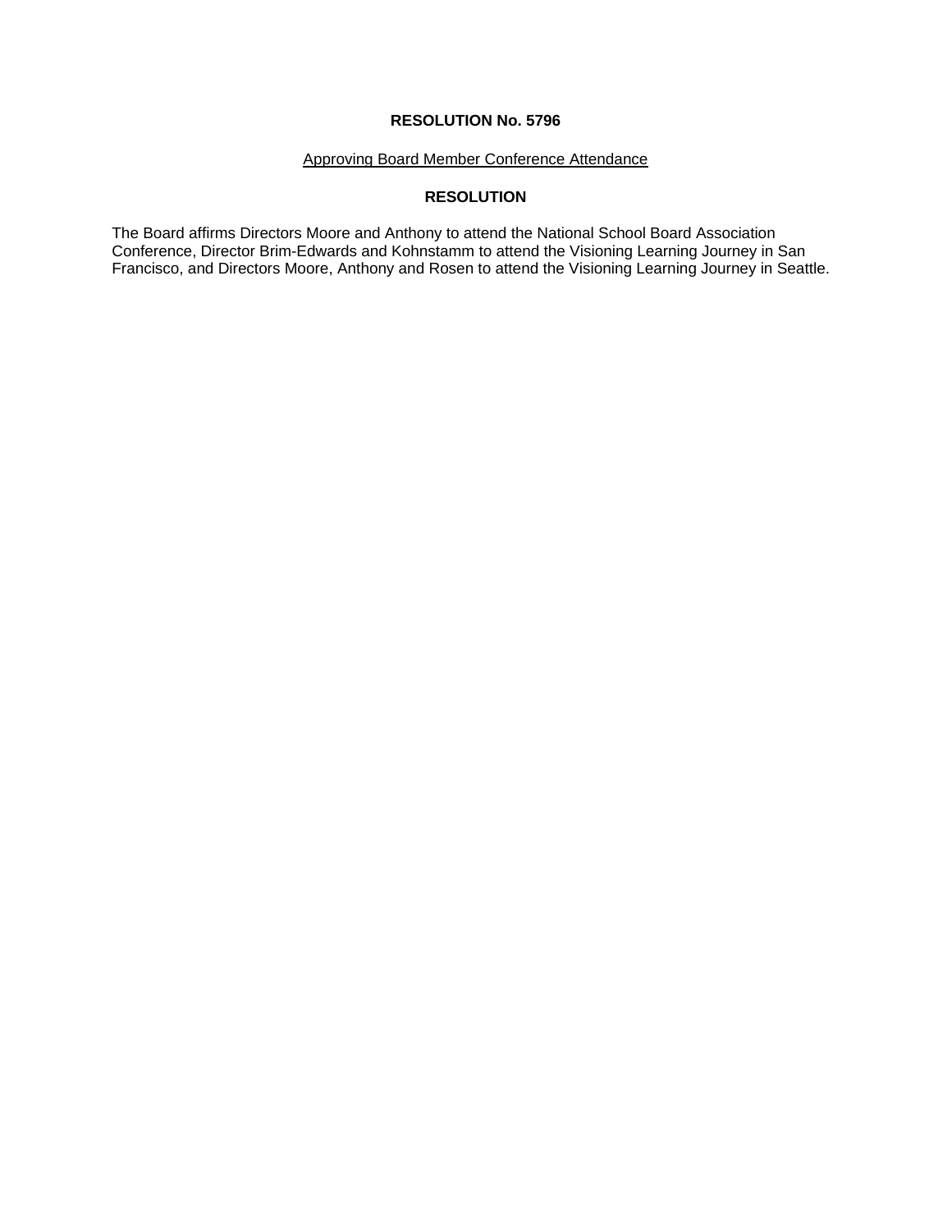**RESOLUTION No. 5796**

Approving Board Member Conference Attendance

**RESOLUTION**

The Board affirms Directors Moore and Anthony to attend the National School Board Association Conference, Director Brim-Edwards and Kohnstamm to attend the Visioning Learning Journey in San Francisco, and Directors Moore, Anthony and Rosen to attend the Visioning Learning Journey in Seattle.